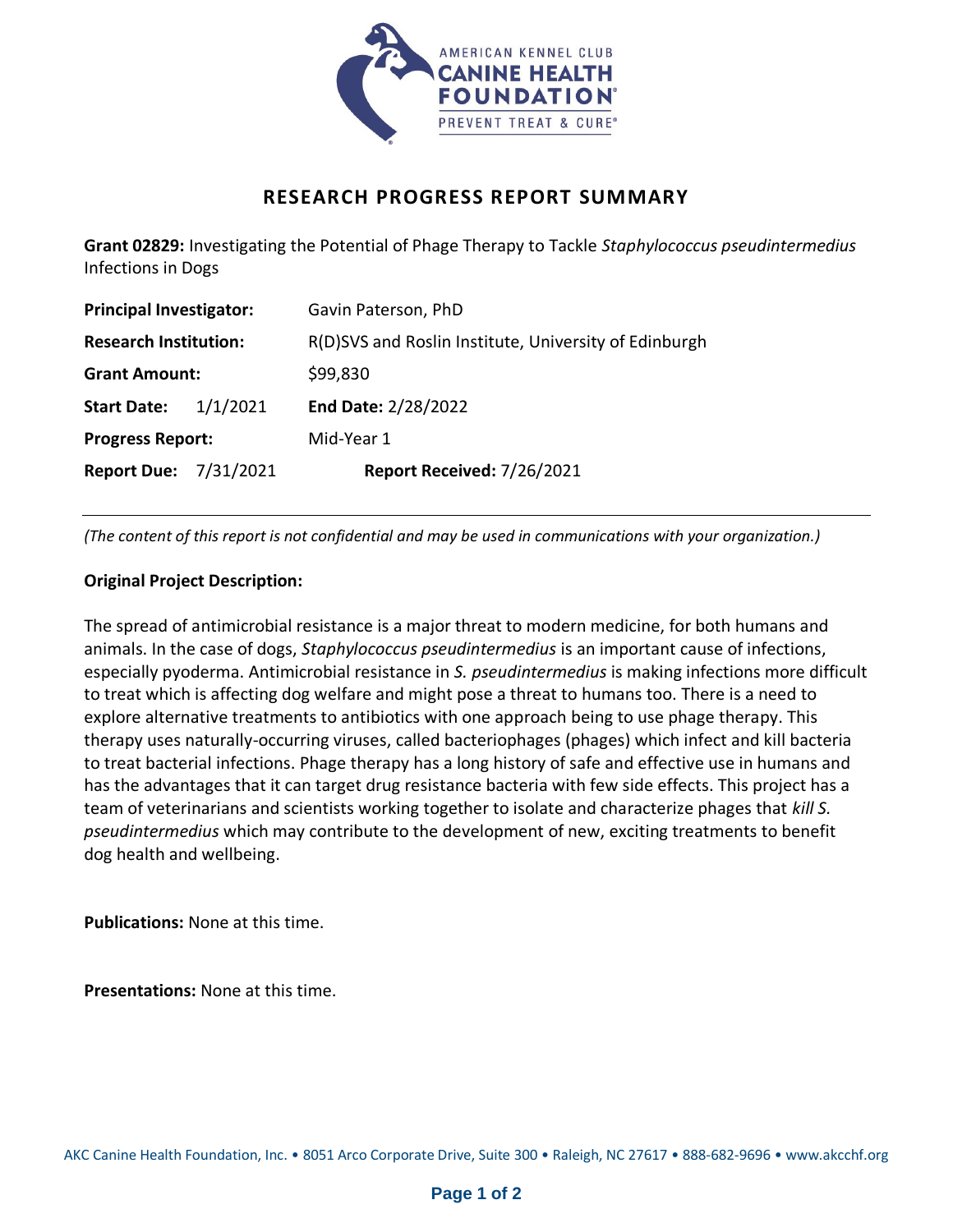# RESEARCH PROGRESS REPORT SUMMARY

**Grant 02829:** Investigating the Potential of Phage Therapy to Tackle *Staphylococcus pseudintermedius* Infections in Dogs

**Principal Investigator:** Gavin Paterson, PhD

**Research Institution:** R(D)SVS and Roslin Institute, University of Edinburgh

**Grant Amount:** $99,830

**Start Date:** 1/1/2021 **End Date:** 2/28/2022

**Progress Report:** Mid-Year 1

**Report Due:** 7/31/2021 **Report Received:** 7/26/2021

---

*(The content of this report is not confidential and may be used in communications with your organization.)*

**Original Project Description:**

The spread of antimicrobial resistance is a major threat to modern medicine, for both humans and animals. In the case of dogs, *Staphylococcus pseudintermedius* is an important cause of infections, especially pyoderma. Antimicrobial resistance in *S. pseudintermedius* is making infections more difficult to treat which is affecting dog welfare and might pose a threat to humans too. There is a need to explore alternative treatments to antibiotics with one approach being to use phage therapy. This therapy uses naturally-occurring viruses, called bacteriophages (phages) which infect and kill bacteria to treat bacterial infections. Phage therapy has a long history of safe and effective use in humans and has the advantages that it can target drug resistance bacteria with few side effects. This project has a team of veterinarians and scientists working together to isolate and characterize phages that *kill S. pseudintermedius* which may contribute to the development of new, exciting treatments to benefit dog health and wellbeing.

**Publications:** None at this time.

**Presentations:** None at this time.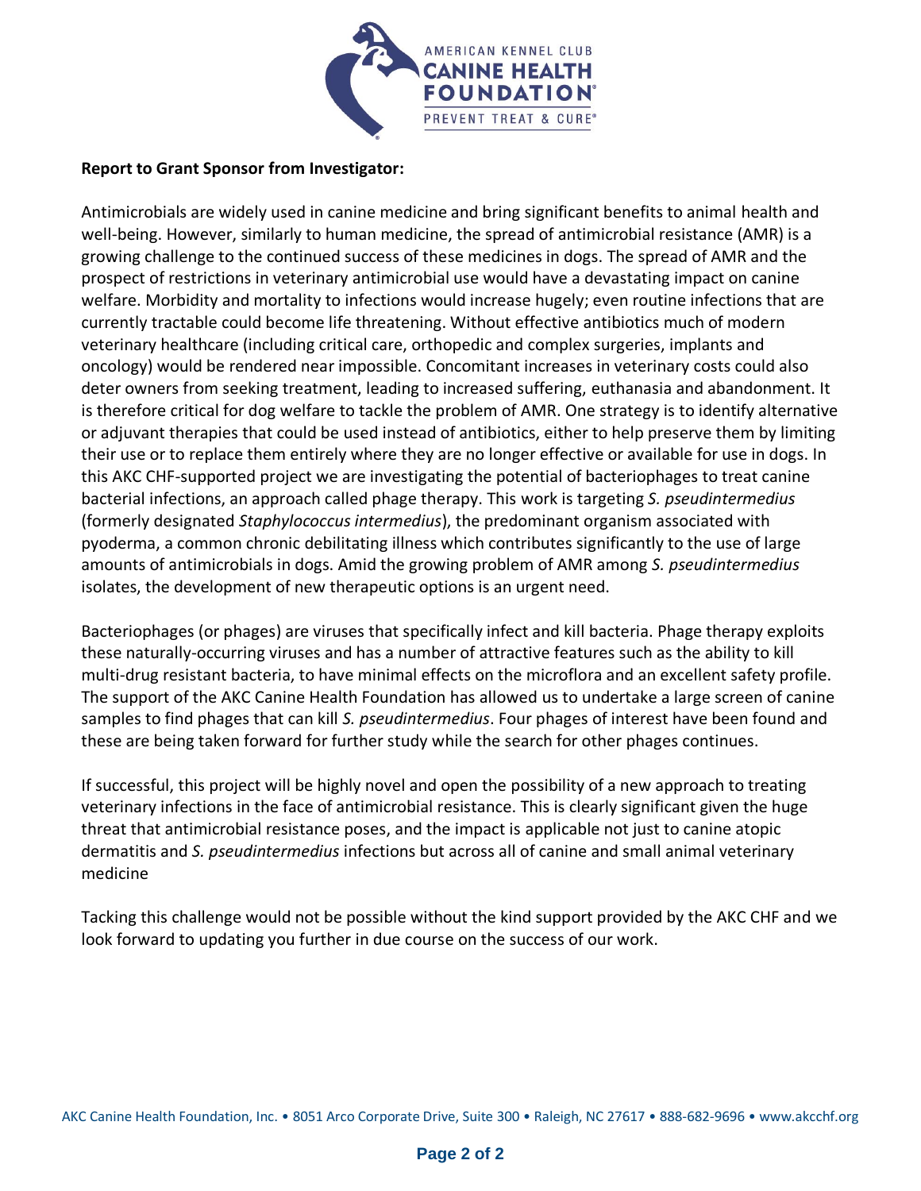**Report to Grant Sponsor from Investigator:**

Antimicrobials are widely used in canine medicine and bring significant benefits to animal health and well-being. However, similarly to human medicine, the spread of antimicrobial resistance (AMR) is a growing challenge to the continued success of these medicines in dogs. The spread of AMR and the prospect of restrictions in veterinary antimicrobial use would have a devastating impact on canine welfare. Morbidity and mortality to infections would increase hugely; even routine infections that are currently tractable could become life threatening. Without effective antibiotics much of modern veterinary healthcare (including critical care, orthopedic and complex surgeries, implants and oncology) would be rendered near impossible. Concomitant increases in veterinary costs could also deter owners from seeking treatment, leading to increased suffering, euthanasia and abandonment. It is therefore critical for dog welfare to tackle the problem of AMR. One strategy is to identify alternative or adjuvant therapies that could be used instead of antibiotics, either to help preserve them by limiting their use or to replace them entirely where they are no longer effective or available for use in dogs. In this AKC CHF-supported project we are investigating the potential of bacteriophages to treat canine bacterial infections, an approach called phage therapy. This work is targeting *S. pseudintermedius* (formerly designated *Staphylococcus intermedius*), the predominant organism associated with pyoderma, a common chronic debilitating illness which contributes significantly to the use of large amounts of antimicrobials in dogs. Amid the growing problem of AMR among *S. pseudintermedius* isolates, the development of new therapeutic options is an urgent need.

Bacteriophages (or phages) are viruses that specifically infect and kill bacteria. Phage therapy exploits these naturally-occurring viruses and has a number of attractive features such as the ability to kill multi-drug resistant bacteria, to have minimal effects on the microflora and an excellent safety profile. The support of the AKC Canine Health Foundation has allowed us to undertake a large screen of canine samples to find phages that can kill *S. pseudintermedius*. Four phages of interest have been found and these are being taken forward for further study while the search for other phages continues.

If successful, this project will be highly novel and open the possibility of a new approach to treating veterinary infections in the face of antimicrobial resistance. This is clearly significant given the huge threat that antimicrobial resistance poses, and the impact is applicable not just to canine atopic dermatitis and *S. pseudintermedius* infections but across all of canine and small animal veterinary medicine

Tacking this challenge would not be possible without the kind support provided by the AKC CHF and we look forward to updating you further in due course on the success of our work.